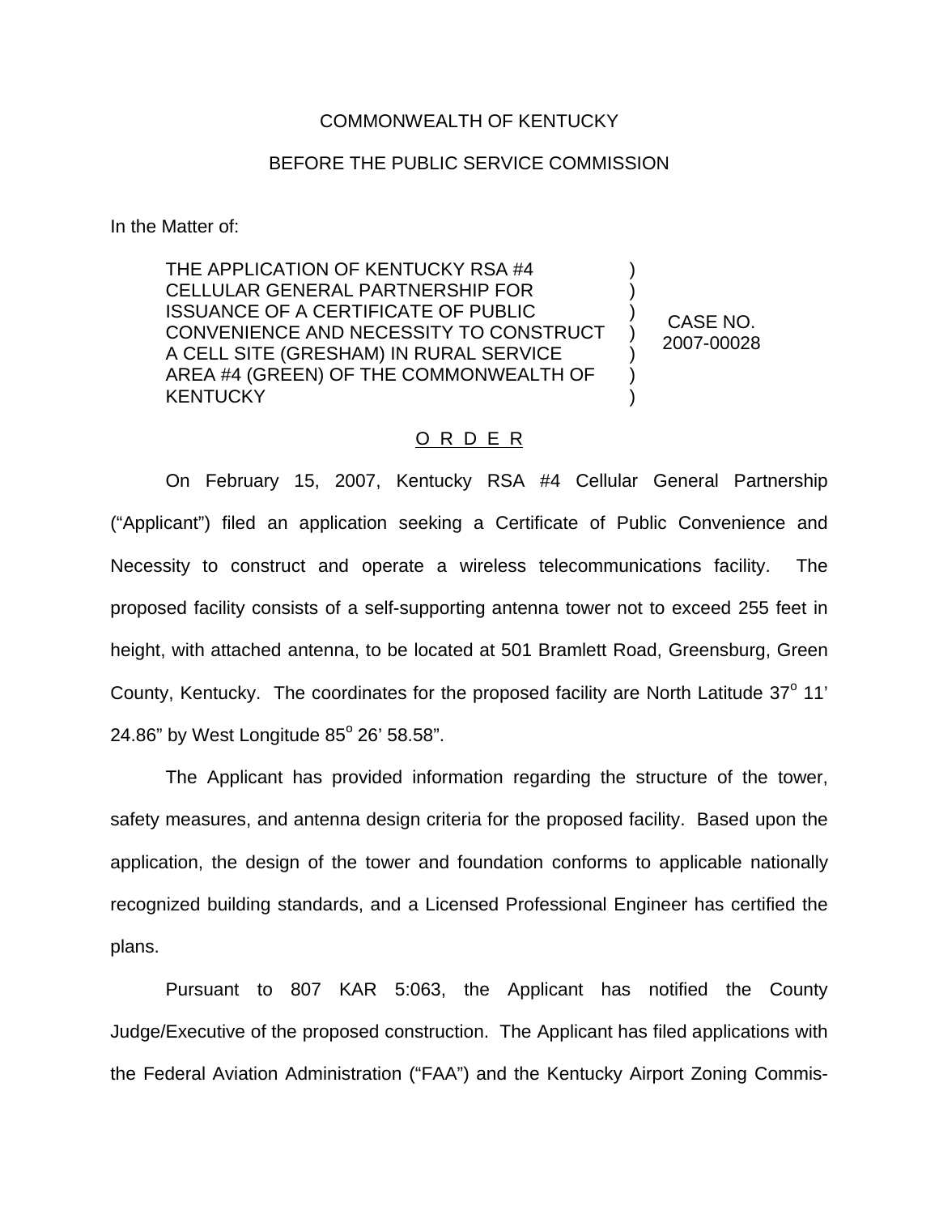COMMONWEALTH OF KENTUCKY

BEFORE THE PUBLIC SERVICE COMMISSION

In the Matter of:

| | | |
|---|---|---|
| THE APPLICATION OF KENTUCKY RSA #4 CELLULAR GENERAL PARTNERSHIP FOR ISSUANCE OF A CERTIFICATE OF PUBLIC CONVENIENCE AND NECESSITY TO CONSTRUCT A CELL SITE (GRESHAM) IN RURAL SERVICE AREA #4 (GREEN) OF THE COMMONWEALTH OF KENTUCKY | ) | CASE NO. 2007-00028 |

O R D E R

On February 15, 2007, Kentucky RSA #4 Cellular General Partnership ("Applicant") filed an application seeking a Certificate of Public Convenience and Necessity to construct and operate a wireless telecommunications facility. The proposed facility consists of a self-supporting antenna tower not to exceed 255 feet in height, with attached antenna, to be located at 501 Bramlett Road, Greensburg, Green County, Kentucky. The coordinates for the proposed facility are North Latitude 37° 11' 24.86" by West Longitude 85° 26' 58.58".

The Applicant has provided information regarding the structure of the tower, safety measures, and antenna design criteria for the proposed facility. Based upon the application, the design of the tower and foundation conforms to applicable nationally recognized building standards, and a Licensed Professional Engineer has certified the plans.

Pursuant to 807 KAR 5:063, the Applicant has notified the County Judge/Executive of the proposed construction. The Applicant has filed applications with the Federal Aviation Administration ("FAA") and the Kentucky Airport Zoning Commis-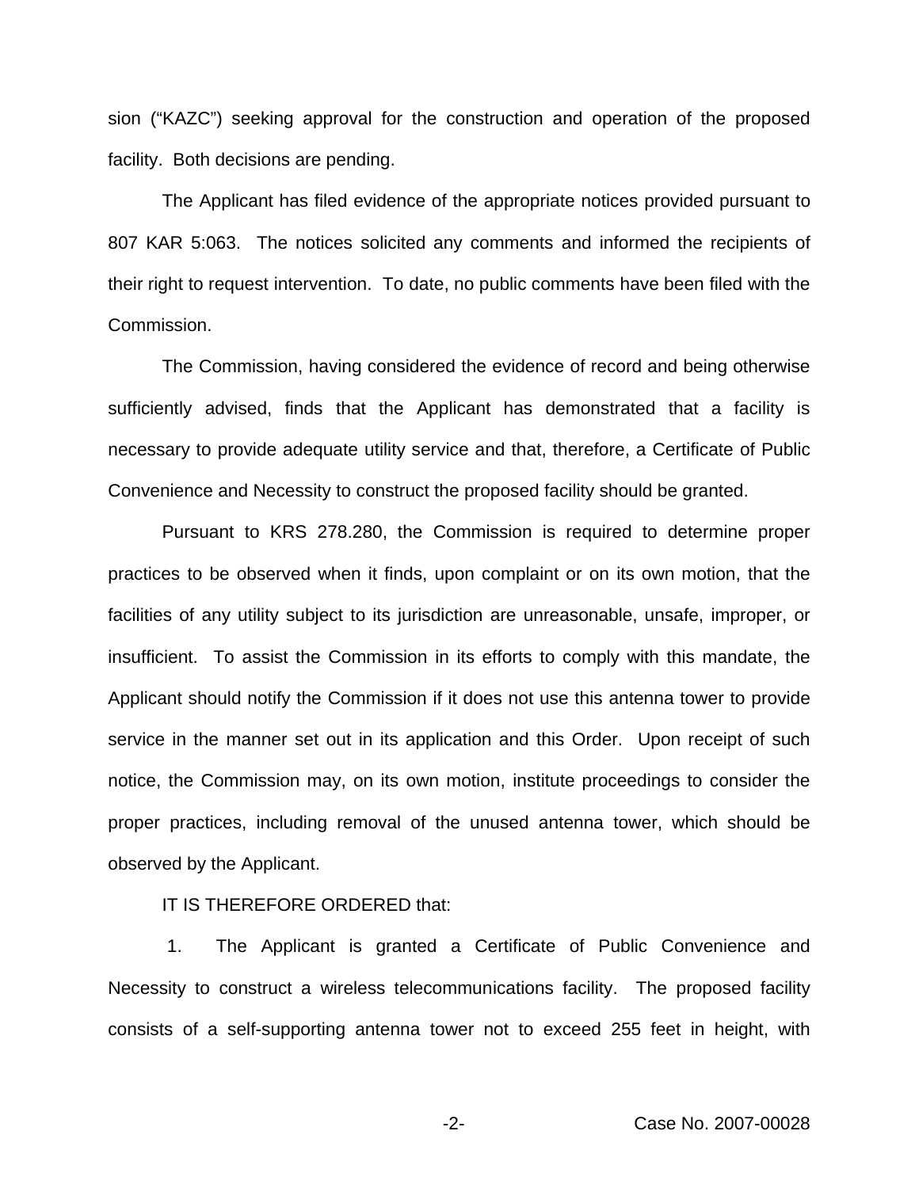sion ("KAZC") seeking approval for the construction and operation of the proposed facility. Both decisions are pending.

The Applicant has filed evidence of the appropriate notices provided pursuant to 807 KAR 5:063. The notices solicited any comments and informed the recipients of their right to request intervention. To date, no public comments have been filed with the Commission.

The Commission, having considered the evidence of record and being otherwise sufficiently advised, finds that the Applicant has demonstrated that a facility is necessary to provide adequate utility service and that, therefore, a Certificate of Public Convenience and Necessity to construct the proposed facility should be granted.

Pursuant to KRS 278.280, the Commission is required to determine proper practices to be observed when it finds, upon complaint or on its own motion, that the facilities of any utility subject to its jurisdiction are unreasonable, unsafe, improper, or insufficient. To assist the Commission in its efforts to comply with this mandate, the Applicant should notify the Commission if it does not use this antenna tower to provide service in the manner set out in its application and this Order. Upon receipt of such notice, the Commission may, on its own motion, institute proceedings to consider the proper practices, including removal of the unused antenna tower, which should be observed by the Applicant.

IT IS THEREFORE ORDERED that:

1. The Applicant is granted a Certificate of Public Convenience and Necessity to construct a wireless telecommunications facility. The proposed facility consists of a self-supporting antenna tower not to exceed 255 feet in height, with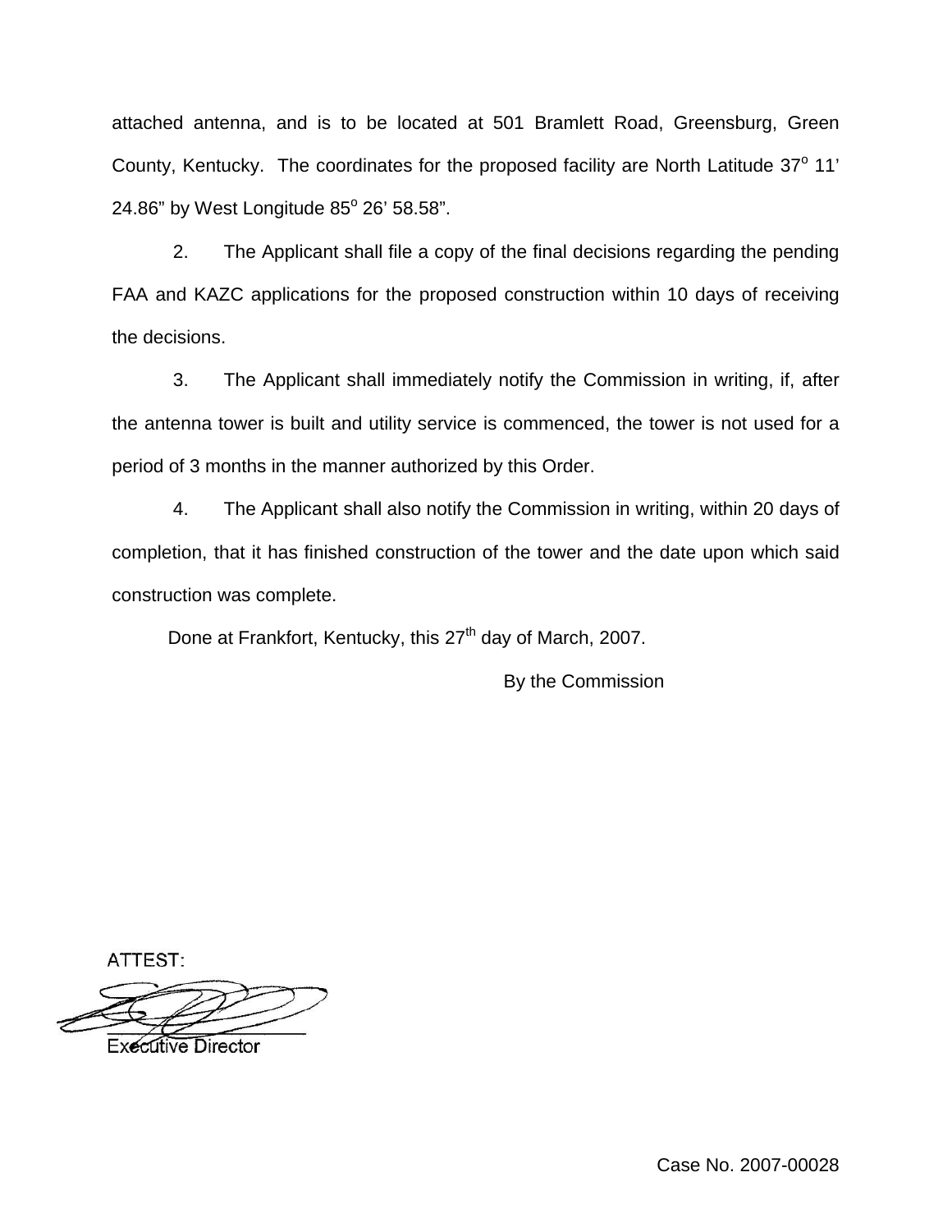attached antenna, and is to be located at 501 Bramlett Road, Greensburg, Green County, Kentucky. The coordinates for the proposed facility are North Latitude 37° 11' 24.86" by West Longitude 85° 26' 58.58".

2. The Applicant shall file a copy of the final decisions regarding the pending FAA and KAZC applications for the proposed construction within 10 days of receiving the decisions.

3. The Applicant shall immediately notify the Commission in writing, if, after the antenna tower is built and utility service is commenced, the tower is not used for a period of 3 months in the manner authorized by this Order.

4. The Applicant shall also notify the Commission in writing, within 20 days of completion, that it has finished construction of the tower and the date upon which said construction was complete.

Done at Frankfort, Kentucky, this 27th day of March, 2007.

By the Commission

ATTEST:

Executive Director

Case No. 2007-00028